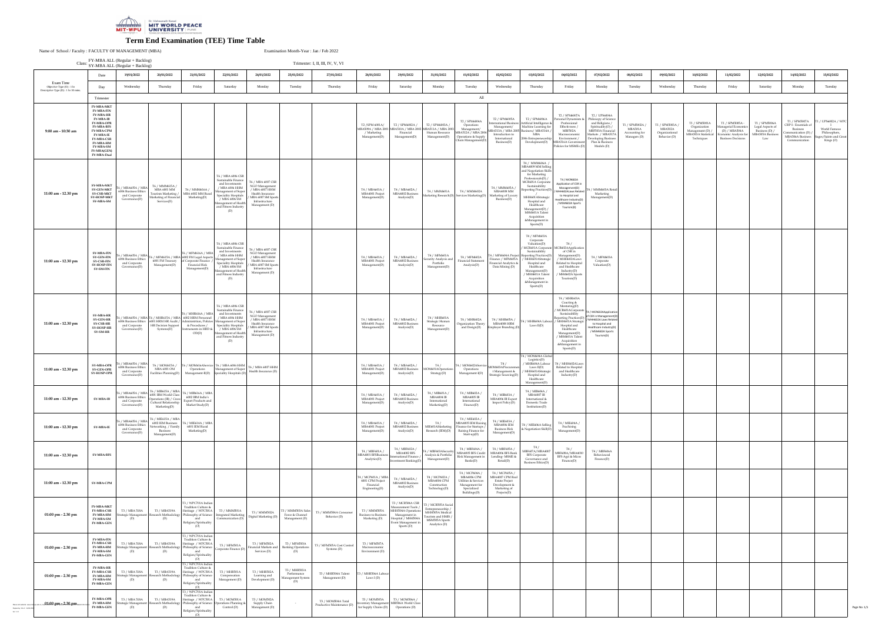# Term End Examination (TEE) Time Table

Name of School / Faculty : FACULTY OF MANAGEMENT (MBA)

Examination Month-Year : Jan / Feb 2022

Class: FY-MBA ALL (Regular + Backlog) SY-MBA ALL (Regular + Backlog)

Trimester: I, II, III, IV, V, VI

| Exam Time (Objective Type (O) : 1 hr Descriptive Type (D) : 1 hr 30 mins) | Date | 19/01/2022 | 20/01/2022 | 21/01/2022 | 22/01/2022 | 24/01/2022 | 25/01/2022 | 27/01/2022 | 28/01/2022 | 29/01/2022 | 31/01/2022 | 01/02/2022 | 02/02/2022 | 03/02/2022 | 04/02/2022 | 07/02/2022 | 08/02/2022 | 09/02/2022 | 10/02/2022 | 11/02/2022 | 12/02/2022 | 14/02/2022 | 15/02/2022 |
|---|---|---|---|---|---|---|---|---|---|---|---|---|---|---|---|---|---|---|---|---|---|---|---|
| | Day | Wednesday | Thursday | Friday | Saturday | Monday | Tuesday | Thursday | Friday | Saturday | Monday | Tuesday | Wednesday | Thursday | Friday | Monday | Tuesday | Wednesday | Thursday | Friday | Saturday | Monday | Tuesday |
| | Trimester | | | | | | | | | | | All | | | | | | | | | | | |
| 9:00 am - 10:30 am | FY-MBA-MKT FY-MBA-FIN FY-MBA-HR FY-MBA-IB FY-MBA-OPR FY-MBA-BFS FY-MBA-CPM FY-MBA-IE FY-MBA-CSR FY-MBA-HM FY-MBA-SM FY-MBA(GEN) FY-MBA-Dual | | | | | | | | T2 /SPM 6001A / MBA5006A / MBA 2001 / Marketing Management(D) | T2 / SPM6002A / MBA5010A / MBA 2002 Financial Management(D) | T2 / SPM6003A / MBA5011A / MBA 2003 Human Resource Management(D) | T2 / SPM6004A Operations Management/ MBA5012A / MBA 2004 Introduction to Operations & Supply Chain Management(D) | T2 / SPM6005A International Business Management/ MBA5013A / MBA 2005 International Business(D) | T2 / SPM6006A Artificial Intelligence & Machine Learning for Business/ MBA5014A / MBA 2006 Entrepreneurship Development(D) | T2 / SPM6007A Personal Dynamics & Professional Effectiveness / MBF502A Macroeconomic Environment / MBA5016A Government Policies for MSMEs (D) | T2 / UPS6004A Philosophy of Science and Religion / Spirituality(D) / MBF503A Financial Markets / MBA5017A Developing Business Plan & Business Models (D) | T1 / SPM5002A / MBA501A Accounting for Managers (D) | T1 / SPM5003A / MBA502A Organizational Behavior (D) | T1 / SPM5001A Organization Management (D) / MBA5003A Statistical Techniques | T1 / SPM5005A - Managerial Economics (D) / MBA5036A Economic Analysis for Business Decisions | T1 / SPM5006A Legal Aspects of Business (D) / MBA5055A Business Law | T1 / SPM5007A CRP-I : Essentials of Business Communication (D) / MBA5056A Business Communication | T1 / UPS6002A / WPC I World Famous Philosophers, Sages/Saints and Great Kings (O) |
| 11:00 am - 12.30 pm | SY-MBA-MKT SY-GEN-MKT SY-CSR-MKT SY-HOSP-MKT SY-MBA-SM | T6 / MBA605A / MBA 6004 Business Ethics and Corporate Governance(D) | T6 / MMM615A / MBA 6001 MM Tourism Marketing / Marketing of Financial Services(D) | T6 / MMM616A / MBA 6002 MM Rural Marketing(D) | T6 / MBA 6006 CSR Sustainable Finance and Investments / MBA 6006 HHM Management of Super Speciality Hospitals / MBA 6006 SM Management of Health and Fitness Industry (D) | T6 / MBA 6007 CSR NGO Management / MBA 6007 HHM Health Insurance / MBA 6007 SM Sports Infrastructure Management (D) | | | T4 / MBA401A / MBA4001 Project Management(D) | T4 / MBA402A / MBA4002 Business Analysis(D) | T4 / MMM401A Marketing Research(D) | T4 / MMM402A Services Marketing(D) | T4 / MMM405A / MBA4008 MM Marketing of Luxury Business(D) | T4 / MMM406A / MBA4009 MM Selling and Negotiation Skills for Marketing Professionals(D) / MCR401A Corporate Sustainability Reporting Practices(D) / MHH401A Strategic Hospital and Healthcare Management(D) / MSM401A Talent Acquisition &Management in Sports(D) | T4 / MCR402A Application of CSR in Management(D) / MHH402A Laws Related to Hospital and Healthcare Industry(D) / MSM402A Sports Tourism(D) | T4 / MMM403A Retail Marketing Management(D) | | | | | | | |
| 11:00 am - 12.30 pm | SY-MBA-FIN SY-GEN-FIN SY-CSR-FIN SY-HOSP-FIN SY-SM-FIN | T6 / MBA605A / MBA 6004 Business Ethics and Corporate Governance(D) | T6 / MFM615A / MBA 6001 FM Treasury Management(D) | T6 / MFM616A / MBA 6002 FM Legal Aspects of Corporate Finance / Financial Risk Management(D) | T6 / MBA 6006 CSR Sustainable Finance and Investments / MBA 6006 HHM Management of Super Speciality Hospitals / MBA 6006 SM Management of Health and Fitness Industry (D) | T6 / MBA 6007 CSR NGO Management / MBA 6007 HHM Health Insurance / MBA 6007 SM Sports Infrastructure Management (D) | | | T4 / MBA401A / MBA4001 Project Management(D) | T4 / MBA402A / MBA4002 Business Analysis(D) | T4 / MFM401A Security Analysis and Portfolio Management(D) | T4 / MFM402A Financial Statement Analysis(D) | T4 / MFM404A Project Finance / MFM405A Financial Analytics & Data Mining (D) | T4 / MFM403A Corporate Valuation(D) / MCR401A Corporate Sustainability Reporting Practices(D) / MHH401A Strategic Hospital and Healthcare Management(D) / MSM401A Talent Acquisition &Management in Sports(D) | T4 / MCR402A Application of CSR in Management(D) / MHH402A Laws Related to Hospital and Healthcare Industry(D) / MSM402A Sports Tourism(D) | T4 / MFX403A Corporate Valuation(D) | | | | | | | |
| 11:00 am - 12.30 pm | SY-MBA-HR SY-GEN-HR SY-CSR-HR SY-HOSP-HR SY-SM-HR | T6 / MBA605A / MBA 6004 Business Ethics and Corporate Governance(D) | T6 / MHR615A / MBA 6001 HRM HR Audit / HR Decision Support Systems(D) | T6 / MHR616A / MBA 6002 HRM Personnel Administration, Policies & Procedures / Instruments in HRD & OD(D) | T6 / MBA 6006 CSR Sustainable Finance and Investments / MBA 6006 HHM Management of Super Speciality Hospitals / MBA 6006 SM Management of Health and Fitness Industry (D) | T6 / MBA 6007 CSR NGO Management / MBA 6007 HHM Health Insurance / MBA 6007 SM Sports Infrastructure Management (D) | | | T4 / MBA401A / MBA4001 Project Management(D) | T4 / MBA402A / MBA4002 Business Analysis(D) | T4 / MHR401A Strategic Human Resource Management(D) | T4 / MHR402A Organization Theory and Design(D) | T4 / MHR405A / MBA4008 HRM Employer Branding (D) | T4 / MHR406A Labour Laws II(D) | T4 / MHR403A Coaching & Mentoring(D) / MCR401A Corporate Sustainability Reporting Practices(D) / MHH401A Strategic Hospital and Healthcare Management(D) / MSM401A Talent Acquisition &Management in Sports(D) | T4 / MCR402A Application of CSR in Management(D) / MHH402A Laws Related to Hospital and Healthcare Industry(D) / MSM402A Sports Tourism(D) | | | | | | | |
| 11:00 am - 12.30 pm | SY-MBA-OPR SY-GEN-OPR SY-HOSP-OPR | T6 / MBA605A / MBA 6004 Business Ethics and Corporate Governance(D) | T6 / MOM615A / MBA 6001 OM Facilities Planning(D) | T6 / MOM616A Service Operations Management-II(D) | T6 / MBA 6006 HHM Management of Super Speciality Hospitals (D) | T6 / MBA 6007 HHM Health Insurance (D) | | | T4 / MBA401A / MBA4001 Project Management(D) | T4 / MBA402A / MBA4002 Business Analysis(D) | T4 / MOM401A Operations Strategy(D) | T4 / MOM402A Service Operations Management-I(D) | T4 / MOM403A Procurement Management & Strategic Sourcing(D) | T4 / MOM406A Global Logistics(D) / MHR406A Labour Laws II(D) / MHH401A Strategic Hospital and Healthcare Management(D) | T4 / MHH402A Laws Related to Hospital and Healthcare Industry(D) | | | | | | | | |
| 11:00 am - 12.30 pm | SY-MBA-IB | T6 / MBA605A / MBA 6004 Business Ethics and Corporate Governance(D) | T6 / MIB615A / MBA 6001 IBM World Class Operations (IB) / Cross Cultural Relationship Marketing(D) | T6 / MIB616A / MBA 6002 IBM India's Export Products and Market Study(D) | | | | | T4 / MBA401A / MBA4001 Project Management(D) | T4 / MBA402A / MBA4002 Business Analysis(D) | T4 / MIB401A / MBA4004 IB International Marketing(D) | T4 / MIB402A / MBA4005 IB International Finance(D) | T4 / MIB403A / MBA4006 IB Export Import Policy(D) | T4 / MIB406A / MBA4007 IB International & Domestic Trade Institutions(D) | | | | | | | | | |
| 11:00 am - 12.30 pm | SY-MBA-IE | T6 / MBA605A / MBA 6004 Business Ethics and Corporate Governance(D) | T6 / MIE615A / MBA 6002 IEM Business Networking / Family Business Management(D) | T6 / MIE614A / MBA 6001 IEM Rural Marketing(D) | | | | | T4 / MBA401A / MBA4001 Project Management(D) | T4 / MBA402A / MBA4002 Business Analysis(D) | T4 / MIE401A Marketing Research (IEM)(D) | T4 / MIE402A / MBA4005 IEM Raising Finance for Startups / Raising Finance for Start-up(D) | T4 / MIE403A / MBA4006 IEM Business Risk Management(D) | T4 / MIE406A Selling & Negotiation Skill(D) | T4 / MIE404A / Franchising Management(D) | | | | | | | | |
| 11:00 am - 12.30 pm | SY-MBA-BFS | | | | | | | | T4 / MBF401A / MBA4001 BFS Business Analytics(D) | T4 / MBF402A / MBA4002 BFS International Finance / Investment Banking(D) | T4 / MBF403A Security Analysis & Portfolio Management(D) | T4 / MBF404A / MBA4005 BFS Credit Risk Management in Banks(D) | T4 / MBF405A / MBA4006 BFS Bank Lending- MSME & Retail(D) | T4 / MBF407A/MBA4007 BFS Corporate Governance and Business Ethics(D) | T4 / MBF408A / MBA4010 BFS Agri & Micro Finance(D) | T4 / MBF406A Behavioural Finance(D) | | | | | | | |
| 11:00 am - 12.30 pm | SY-MBA-CPM | | | | | | | | T4 / MCP401A / MBA 4001 CPM Financial Engineering(D) | T4 / MBA402A / MBA4002 Business Analysis(D) | T4 / MCP402A / MBA4004 CPM Construction Technology(D) | T4 / MCP404A / MBA4006 CPM Utilities & Services Management for Specialized Buildings(D) | T4 / MCP405A / MBA4007 CPM Real Estate Project Development & Marketing of Projects(D) | | | | | | | | | | |
| 01:00 pm - 2.30 pm | FY-MBA-MKT FY-MBA-CSR FY-MBA-HM FY-MBA-SM FY-MBA-GEN | T3 / MBA 518A Strategic Management (D) | T3 / MBA519A Research Methodology (D) | T3 / WPC701A Indian Tradition Culture & Heritage / WPC501A Philosophy of Science and Religion/Spirituality (O) | T3 / MMM501A Integrated Marketing Communication (D) | T3 / MMM502A Digital Marketing (D) | T3 / MMM503A Sales Force & Channel Management (D) | T3 / MMM504A Consumer Behavior (D) | T3 / MMM505A Business to Business Marketing (D) | T3 / MCR504A CSR Measurement Tools / MHH504A Operations Management in Hospital / MSM504A Event Management in Sports (D) | T3 / MCR505A Social Entrepreneurship / MHH505A Medical Tourism and HMIS / MSM505A Sports Analytics (D) | | | | | | | | | | | | |
| 01:00 pm - 2.30 pm | FY-MBA-FIN FY-MBA-CSR FY-MBA-HM FY-MBA-SM FY-MBA-GEN | T3 / MBA 518A Strategic Management (D) | T3 / MBA519A Research Methodology (D) | T3 / WPC701A Indian Tradition Culture & Heritage / WPC501A Philosophy of Science and Religion/Spirituality (O) | T3 / MFM501A Corporate Finance (D) | T3 / MFM502A Financial Markets and Services (O) | T3 / MFM503A Banking Operations (D) | T3 / MFM505A Cost Control Systems (D) | T3 / MFM507A Macroeconomic Environment (D) | | | | | | | | | | | | | | |
| 01:00 pm - 2.30 pm | FY-MBA-HR FY-MBA-CSR FY-MBA-HM FY-MBA-SM FY-MBA-GEN | T3 / MBA 518A Strategic Management (D) | T3 / MBA519A Research Methodology (D) | T3 / WPC701A Indian Tradition Culture & Heritage / WPC501A Philosophy of Science and Religion/Spirituality (O) | T3 / MHR501A Compensation Management (D) | T3 / MHR502A Learning and Development (D) | T3 / MHR503A Performance Management System (D) | T3 / MHR504A Talent Management (D) | T3 / MHR506A Labour Laws I (D) | | | | | | | | | | | | | | |
| 01:00 pm - 2.30 pm | FY-MBA-OPR FY-MBA-HM FY-MBA-GEN | T3 / MBA 518A Strategic Management (D) | T3 / MBA519A Research Methodology (D) | T3 / WPC701A Indian Tradition Culture & Heritage / WPC501A Philosophy of Science and Religion/Spirituality (O) | T3 / MOM501A Operations Planning & Control (D) | T3 / MOM502A Supply Chain Management (D) | - | T3 / MOM504A Total Productive Maintenance (D) | T3 / MOM505A Inventory Management for Supply Chains (D) | T3 / MOM506A / MBF506A World Class Operations (D) | | | | | | | | | | | | | |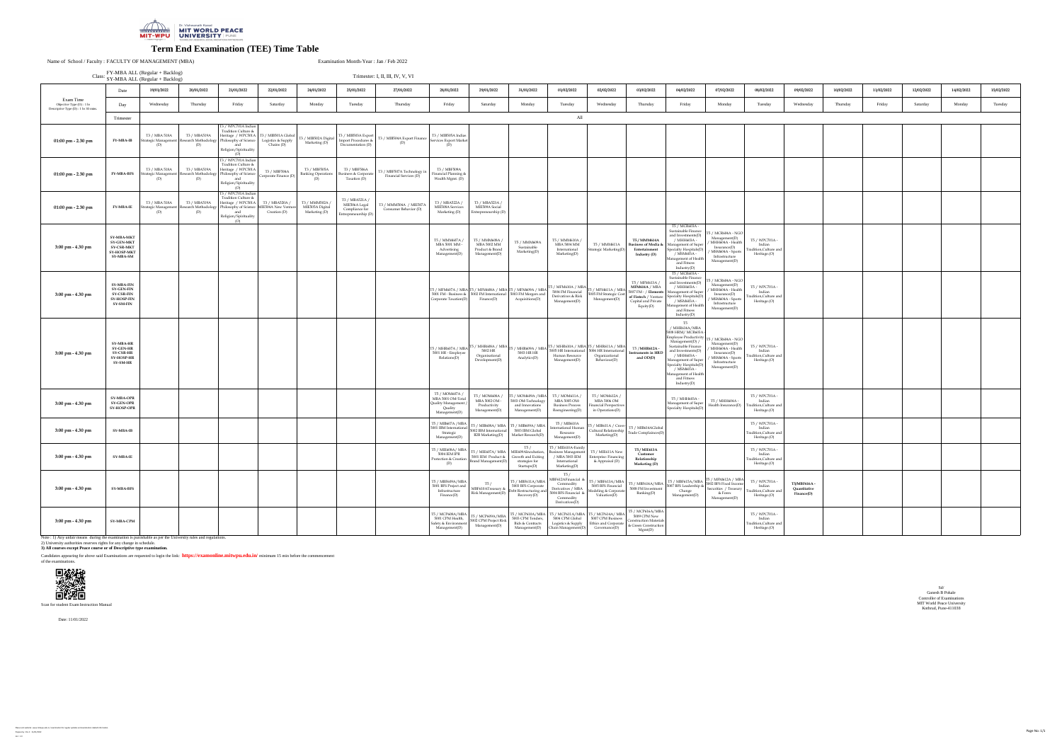# Term End Examination (TEE) Time Table

Name of School / Faculty : FACULTY OF MANAGEMENT (MBA)

Examination Month-Year : Jan / Feb 2022

Class: FY-MBA ALL (Regular + Backlog) SY-MBA ALL (Regular + Backlog)

Trimester: I, II, III, IV, V, VI

| Exam Time (Objective Type (O) : 1 hr; Descriptive Type (D) : 1 hr 30 mins.) | Date | 19/01/2022 | 20/01/2022 | 21/01/2022 | 22/01/2022 | 24/01/2022 | 25/01/2022 | 27/01/2022 | 28/01/2022 | 29/01/2022 | 31/01/2022 | 01/02/2022 | 02/02/2022 | 03/02/2022 | 04/02/2022 | 07/02/2022 | 08/02/2022 | 09/02/2022 | 10/02/2022 | 11/02/2022 | 12/02/2022 | 14/02/2022 | 15/02/2022 |
|---|---|---|---|---|---|---|---|---|---|---|---|---|---|---|---|---|---|---|---|---|---|---|---|
| | Day | Wednesday | Thursday | Friday | Saturday | Monday | Tuesday | Thursday | Friday | Saturday | Monday | Tuesday | Wednesday | Thursday | Friday | Monday | Tuesday | Wednesday | Thursday | Friday | Saturday | Monday | Tuesday |
| | Trimester | All | | | | | | | | | | | | | | | | | | | | | |
| 01:00 pm - 2.30 pm | FY-MBA-IB | T3 / MBA 518A Strategic Management (D) | T3 / MBA519A Research Methodology (D) | T3 / WPC701A Indian Tradition Culture & Heritage / WPC301A Philosophy of Science and Religion/Spirituality (O) | T3 / MIB501A Global Logistics & Supply Chains (D) | T3 / MIB502A Digital Marketing (D) | T3 / MIB503A Export Import Procedures & Documentation (D) | T3 / MIB504A Export Finance (D) | T3 / MIB505A Indian Services Export Market (D) | | | | | | | | | | | | | | |
| 01:00 pm - 2.30 pm | FY-MBA-BFS | T3 / MBA 518A Strategic Management (D) | T3 / MBA519A Research Methodology (D) | T3 / WPC701A Indian Tradition Culture & Heritage / WPC301A Philosophy of Science and Religion/Spirituality (O) | T3 / MBF504A Corporate Finance (D) | T3 / MBF505A Banking Operations (D) | T3 / MBF506A Business & Corporate Taxation (D) | T3 / MBF507A Technology in Financial Services (D) | T3 / MBF508A Financial Planning & Wealth Mgmt. (D) | | | | | | | | | | | | | | |
| 01:00 pm - 2.30 pm | FY-MBA-IE | T3 / MBA 518A Strategic Management (D) | T3 / MBA519A Research Methodology (D) | T3 / WPC701A Indian Tradition Culture & Heritage / WPC301A Philosophy of Science and Religion/Spirituality (O) | T3 / MBA520A / MIE504A New Venture Creation (D) | T3 / MMM502A / MIE505A Digital Marketing (D) | T3 / MBA521A / MIE506A Legal Compliance for Entrepreneurship (D) | T3 / MMM504A / MIE507A Consumer Behavior (D) | T3 / MBA522A / MIE508A Services Marketing (D) | T3 / MBA523A / MIE509A Social Entrepreneurship (D) | | | | | | | | | | | | | |
| 3:00 pm - 4.30 pm | SY-MBA-MKT SY-GEN-MKT SY-CSR-MKT SY-HOSP-MKT SY-MBA-SM | | | | | | | | T5 / MMM607A / MBA 5001 MM - Advertising Management(D) | T5 / MMM608A / MBA 5002 MM Product & Brand Management(D) | T5 / MMM609A Sustainable Marketing(D) | T5 / MMM610A / MBA 5004 MM International Marketing(D) | T5 / MMM611A Strategic Marketing(D) | T5 / MMM614A Business of Media & Entertainment Industry (D) | T5 / MCB610A - Sustainable Finance and Investments(D) / MHH603A - Management of Super Specialty Hospitals(D) / MSM603A - Management of Health and Fitness Industry(D) | T5 / MCR606A - NGO Management(D) / MHH604A - Health Insurance(D) / MSM604A - Sports Infrastructure Management(D) | T5 / WPC701A - Indian Tradition,Culture and Heritage (O) | | | | | | |
| 3:00 pm - 4.30 pm | SY-MBA-FIN SY-GEN-FIN SY-CSR-FIN SY-HOSP-FIN SY-SM-FIN | | | | | | | | T5 / MFM607A / MBA 5001 FM - Business & Corporate Taxation(D) | T5 / MFM608A / MBA 5002 FM International Finance(D) | T5 / MFM609A / MBA 5003 FM Mergers and Acquisitions(D) | T5 / MFM610A / MBA 5004 FM Financial Derivatives & Risk Management(D) | T5 / MFM611A / MBA 5005 FM Strategic Cost Management(D) | T5 / MFM613A / MFM616A / MBA 5007 FM - Elements of Fintech / Venture Capital and Private Equity(D) | T5 / MCB610A - Sustainable Finance and Investments(D) / MHH603A - Management of Super Specialty Hospitals(D) / MSM603A - Management of Health and Fitness Industry(D) | T5 / MCR606A - NGO Management(D) / MHH604A - Health Insurance(D) / MSM604A - Sports Infrastructure Management(D) | T5 / WPC701A - Indian Tradition,Culture and Heritage (O) | | | | | | |
| 3:00 pm - 4.30 pm | SY-MBA-HR SY-GEN-HR SY-CSR-HR SY-HOSP-HR SY-SM-HR | | | | | | | | T5 / MHR607A / MBA 5001 HR - Employee Relations(D) | T5 / MHR608A / MBA 5002 HR Organisational Development(D) | T5 / MHR609A / MBA 5003 HR HR Analytics(D) | T5 / MHR610A / MBA 5005 HR International Human Resource Management(D) | T5 / MHR611A / MBA 5004 HR International Organizational Behaviour(D) | T5 / MHR612A - Instruments in HRD and OD(D) | T5 / MHR614A/MBA 5008 HRM/ MCB610A - Employee Productivity Management(D) / Sustainable Finance and Investments(D) / MHH603A - Management of Super Specialty Hospitals(D) / MSM603A - Management of Health and Fitness Industry(D) | T5 / MCR606A - NGO Management(D) / MHH604A - Health Insurance(D) / MSM604A - Sports Infrastructure Management(D) | T5 / WPC701A - Indian Tradition,Culture and Heritage (O) | | | | | | |
| 3:00 pm - 4.30 pm | SY-MBA-OPR SY-GEN-OPR SY-HOSP-OPR | | | | | | | | T5 / MOM607A / MBA 5001 OM-Total Quality Management / Quality Management(D) | T5 / MOM608A / MBA 5002 OM - Productivity Management(D) | T5 / MOM609A / MBA 5003 OM-Technology and Innovations Management(D) | T5 / MOM611A / MBA 5005 OM- Business Process Reengineering(D) | T5 / MOM612A / MBA 5006 OM Financial Perspectives in Operations(D) | | T5 / MHH603A - Management of Super Specialty Hospitals(D) | T5 / MHH604A - Health Insurance(D) | T5 / WPC701A - Indian Tradition,Culture and Heritage (O) | | | | | | |
| 3:00 pm - 4.30 pm | SY-MBA-IB | | | | | | | | T5 / MIB607A / MBA 5001 IBM International Strategic Management(D) | T5 / MIB608A/ MBA 5002 IBM International B2B Marketing(D) | T5 / MIB609A/ MBA 5003 IBM Global Market Research(D) | T5 / MIB610A International Human Resource Management(D) | T5 / MIB611A / Cross-Cultural Relationship Marketing(D) | T5 / MIB614A Global Trade Compliances(D) | | | T5 / WPC701A - Indian Tradition,Culture and Heritage (O) | | | | | | |
| 3:00 pm - 4.30 pm | SY-MBA-IE | | | | | | | | T5 / MIE608A / MBA 5004 IEM IPR Protection & Creation (D) | T5 / MIE607A / MBA 5001 IEM Product & Brand Management(D) | T5 / MIE609A Incubation, Growth and Exiting strategies for Startups(D) | T5 / MIE610A-Family Business Management / MBA 5003 IEM International Marketing(D) | T5 / MIE611A New Enterprise: Financing & Appraisal (D) | T5 / MIE612A Customer Relationship Marketing (D) | | | T5 / WPC701A - Indian Tradition,Culture and Heritage (O) | | | | | | |
| 3:00 pm - 4.30 pm | SY-MBA-BFS | | | | | | | | T5 / MBF609A / MBA 5001 BFS Project and Infrastructure Finance(D) | T5 / MBF610A Treasury & Risk Management(D) | T5 / MBF611A / MBA 5003 BFS Corporate Debt Restructuring and Recovery(D) | T5 / MBF612A Financial & Commodity Derivatives / MBA 5004 BFS Financial & Commodity Derivatives(D) | T5 / MBF613A / MBA 5005 BFS Financial Modeling & Corporate Valuation(D) | T5 / MBF614A / MBA 5008 FM Investment Banking(D) | T5 / MBF615A / MBA 5007 BFS Leadership & Change Management(D) | T5 / MFM612A / MBA 5002 BFS Fixed Income Securities / Treasury & Forex Management(D) | T5 / WPC701A - Indian Tradition,Culture and Heritage (O) | T5/MBF616A - Quantitative Finance(D) | | | | | |
| 3:00 pm - 4.30 pm | SY-MBA-CPM | | | | | | | | T5 / MCP608A / MBA 5001 CPM Health, Safety & Environment Management(D) | T5 / MCP609A / MBA 5002 CPM Project Risk Management(D) | T5 / MCP610A / MBA 5003 CPM Tenders, Bids & Contracts Management(D) | T5 / MCP611A / MBA 5004 CPM Global Logistics & Supply Chain Management(D) | T5 / MCP614A / MBA 5007 CPM Business Ethics and Corporate Governance(D) | T5 / MCP616A / MBA 5009 CPM New Construction Materials & Green Construction Mgmt(D) | | | T5 / WPC701A - Indian Tradition,Culture and Heritage (O) | | | | | | |

Note : 1) Any unfair means during the examination is punishable as per the University rules and regulations.

2) University authorities reserves rights for any change in schedule.

**3) All courses except Peace course or of Descriptive type examination.**

Candidates appearing for above said Examinations are requested to login the link: **https://examonline.mitwpu.edu.in/** minimum 15 min before the commencement of the examinations.

Scan for student Exam Instruction Manual

Date: 11/01/2022

Sd/
Ganesh B Pokale
Controller of Examinations
MIT World Peace University
Kothrud, Pune-411038